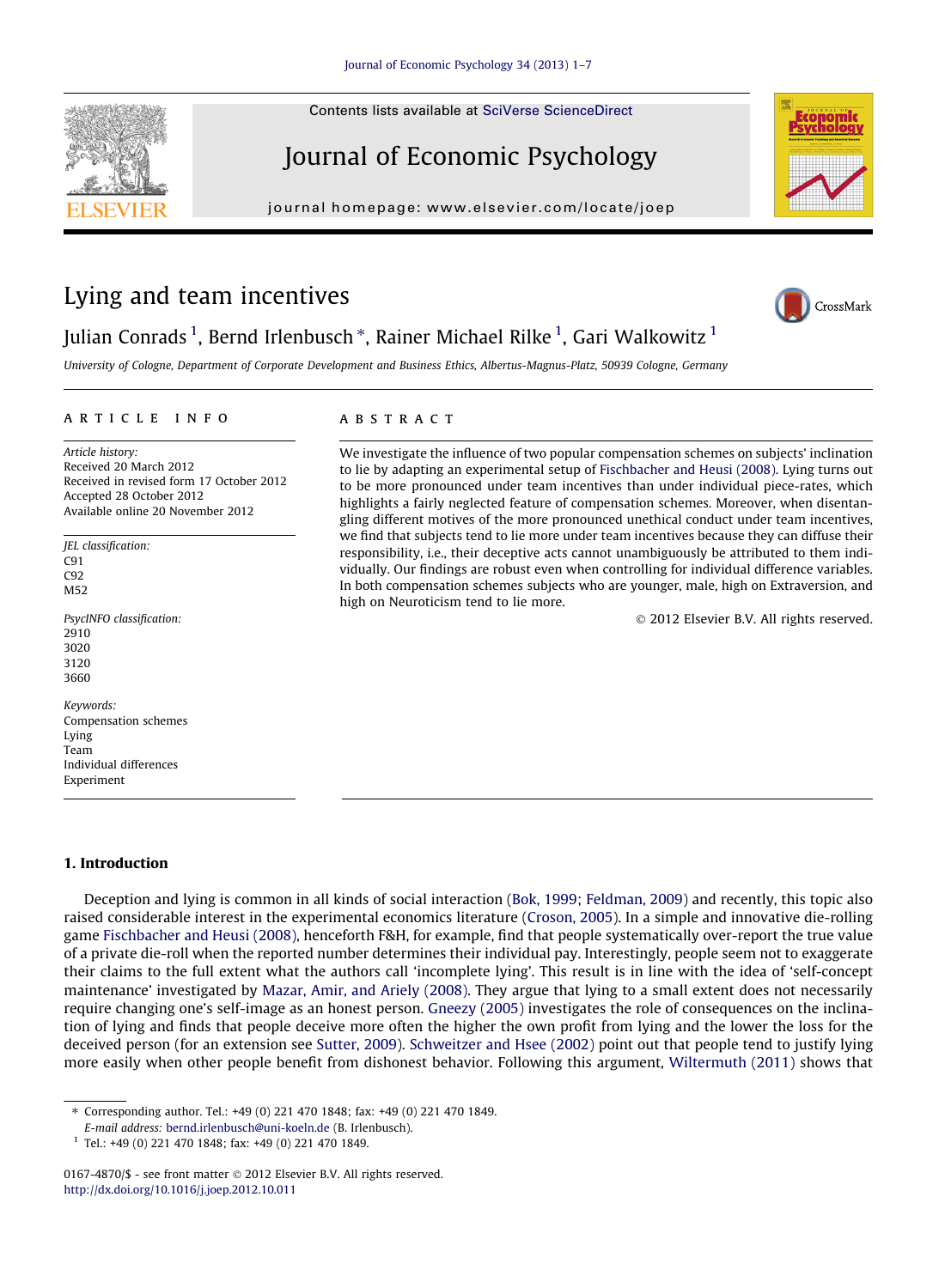# Lying and team incentives

Julian Conrads [1], Bernd Irlenbusch *, Rainer Michael Rilke [1], Gari Walkowitz [1]

University of Cologne, Department of Corporate Development and Business Ethics, Albertus-Magnus-Platz, 50939 Cologne, Germany

## ARTICLE INFO

*Article history:*
Received 20 March 2012
Received in revised form 17 October 2012
Accepted 28 October 2012
Available online 20 November 2012

*JEL classification:*
C91
C92
M52

*PsycINFO classification:*
2910
3020
3120
3660

*Keywords:*
Compensation schemes
Lying
Team
Individual differences
Experiment

## ABSTRACT

We investigate the influence of two popular compensation schemes on subjects' inclination to lie by adapting an experimental setup of Fischbacher and Heusi (2008). Lying turns out to be more pronounced under team incentives than under individual piece-rates, which highlights a fairly neglected feature of compensation schemes. Moreover, when disentangling different motives of the more pronounced unethical conduct under team incentives, we find that subjects tend to lie more under team incentives because they can diffuse their responsibility, i.e., their deceptive acts cannot unambiguously be attributed to them individually. Our findings are robust even when controlling for individual difference variables. In both compensation schemes subjects who are younger, male, high on Extraversion, and high on Neuroticism tend to lie more.

© 2012 Elsevier B.V. All rights reserved.

## 1. Introduction

Deception and lying is common in all kinds of social interaction (Bok, 1999; Feldman, 2009) and recently, this topic also raised considerable interest in the experimental economics literature (Croson, 2005). In a simple and innovative die-rolling game Fischbacher and Heusi (2008), henceforth F&H, for example, find that people systematically over-report the true value of a private die-roll when the reported number determines their individual pay. Interestingly, people seem not to exaggerate their claims to the full extent what the authors call 'incomplete lying'. This result is in line with the idea of 'self-concept maintenance' investigated by Mazar, Amir, and Ariely (2008). They argue that lying to a small extent does not necessarily require changing one's self-image as an honest person. Gneezy (2005) investigates the role of consequences on the inclination of lying and finds that people deceive more often the higher the own profit from lying and the lower the loss for the deceived person (for an extension see Sutter, 2009). Schweitzer and Hsee (2002) point out that people tend to justify lying more easily when other people benefit from dishonest behavior. Following this argument, Wiltermuth (2011) shows that

* Corresponding author. Tel.: +49 (0) 221 470 1848; fax: +49 (0) 221 470 1849.
E-mail address: bernd.irlenbusch@uni-koeln.de (B. Irlenbusch).
[1] Tel.: +49 (0) 221 470 1848; fax: +49 (0) 221 470 1849.

0167-4870/$ - see front matter © 2012 Elsevier B.V. All rights reserved.
http://dx.doi.org/10.1016/j.joep.2012.10.011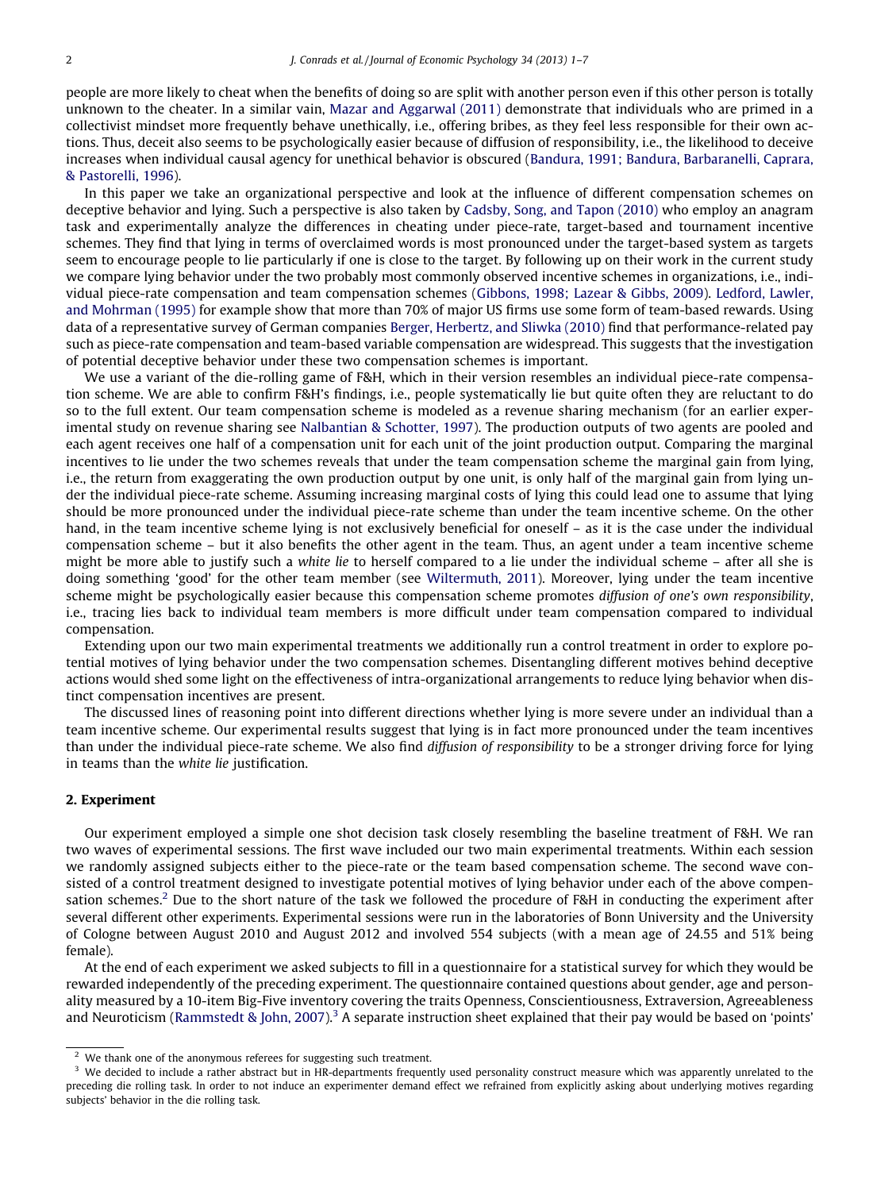people are more likely to cheat when the benefits of doing so are split with another person even if this other person is totally unknown to the cheater. In a similar vain, Mazar and Aggarwal (2011) demonstrate that individuals who are primed in a collectivist mindset more frequently behave unethically, i.e., offering bribes, as they feel less responsible for their own actions. Thus, deceit also seems to be psychologically easier because of diffusion of responsibility, i.e., the likelihood to deceive increases when individual causal agency for unethical behavior is obscured (Bandura, 1991; Bandura, Barbaranelli, Caprara, & Pastorelli, 1996).

In this paper we take an organizational perspective and look at the influence of different compensation schemes on deceptive behavior and lying. Such a perspective is also taken by Cadsby, Song, and Tapon (2010) who employ an anagram task and experimentally analyze the differences in cheating under piece-rate, target-based and tournament incentive schemes. They find that lying in terms of overclaimed words is most pronounced under the target-based system as targets seem to encourage people to lie particularly if one is close to the target. By following up on their work in the current study we compare lying behavior under the two probably most commonly observed incentive schemes in organizations, i.e., individual piece-rate compensation and team compensation schemes (Gibbons, 1998; Lazear & Gibbs, 2009). Ledford, Lawler, and Mohrman (1995) for example show that more than 70% of major US firms use some form of team-based rewards. Using data of a representative survey of German companies Berger, Herbertz, and Sliwka (2010) find that performance-related pay such as piece-rate compensation and team-based variable compensation are widespread. This suggests that the investigation of potential deceptive behavior under these two compensation schemes is important.

We use a variant of the die-rolling game of F&H, which in their version resembles an individual piece-rate compensation scheme. We are able to confirm F&H's findings, i.e., people systematically lie but quite often they are reluctant to do so to the full extent. Our team compensation scheme is modeled as a revenue sharing mechanism (for an earlier experimental study on revenue sharing see Nalbantian & Schotter, 1997). The production outputs of two agents are pooled and each agent receives one half of a compensation unit for each unit of the joint production output. Comparing the marginal incentives to lie under the two schemes reveals that under the team compensation scheme the marginal gain from lying, i.e., the return from exaggerating the own production output by one unit, is only half of the marginal gain from lying under the individual piece-rate scheme. Assuming increasing marginal costs of lying this could lead one to assume that lying should be more pronounced under the individual piece-rate scheme than under the team incentive scheme. On the other hand, in the team incentive scheme lying is not exclusively beneficial for oneself – as it is the case under the individual compensation scheme – but it also benefits the other agent in the team. Thus, an agent under a team incentive scheme might be more able to justify such a *white lie* to herself compared to a lie under the individual scheme – after all she is doing something 'good' for the other team member (see Wiltermuth, 2011). Moreover, lying under the team incentive scheme might be psychologically easier because this compensation scheme promotes *diffusion of one's own responsibility*, i.e., tracing lies back to individual team members is more difficult under team compensation compared to individual compensation.

Extending upon our two main experimental treatments we additionally run a control treatment in order to explore potential motives of lying behavior under the two compensation schemes. Disentangling different motives behind deceptive actions would shed some light on the effectiveness of intra-organizational arrangements to reduce lying behavior when distinct compensation incentives are present.

The discussed lines of reasoning point into different directions whether lying is more severe under an individual than a team incentive scheme. Our experimental results suggest that lying is in fact more pronounced under the team incentives than under the individual piece-rate scheme. We also find *diffusion of responsibility* to be a stronger driving force for lying in teams than the *white lie* justification.

## 2. Experiment

Our experiment employed a simple one shot decision task closely resembling the baseline treatment of F&H. We ran two waves of experimental sessions. The first wave included our two main experimental treatments. Within each session we randomly assigned subjects either to the piece-rate or the team based compensation scheme. The second wave consisted of a control treatment designed to investigate potential motives of lying behavior under each of the above compensation schemes.[2] Due to the short nature of the task we followed the procedure of F&H in conducting the experiment after several different other experiments. Experimental sessions were run in the laboratories of Bonn University and the University of Cologne between August 2010 and August 2012 and involved 554 subjects (with a mean age of 24.55 and 51% being female).

At the end of each experiment we asked subjects to fill in a questionnaire for a statistical survey for which they would be rewarded independently of the preceding experiment. The questionnaire contained questions about gender, age and personality measured by a 10-item Big-Five inventory covering the traits Openness, Conscientiousness, Extraversion, Agreeableness and Neuroticism (Rammstedt & John, 2007).[3] A separate instruction sheet explained that their pay would be based on 'points'

---

[2] We thank one of the anonymous referees for suggesting such treatment.

[3] We decided to include a rather abstract but in HR-departments frequently used personality construct measure which was apparently unrelated to the preceding die rolling task. In order to not induce an experimenter demand effect we refrained from explicitly asking about underlying motives regarding subjects' behavior in the die rolling task.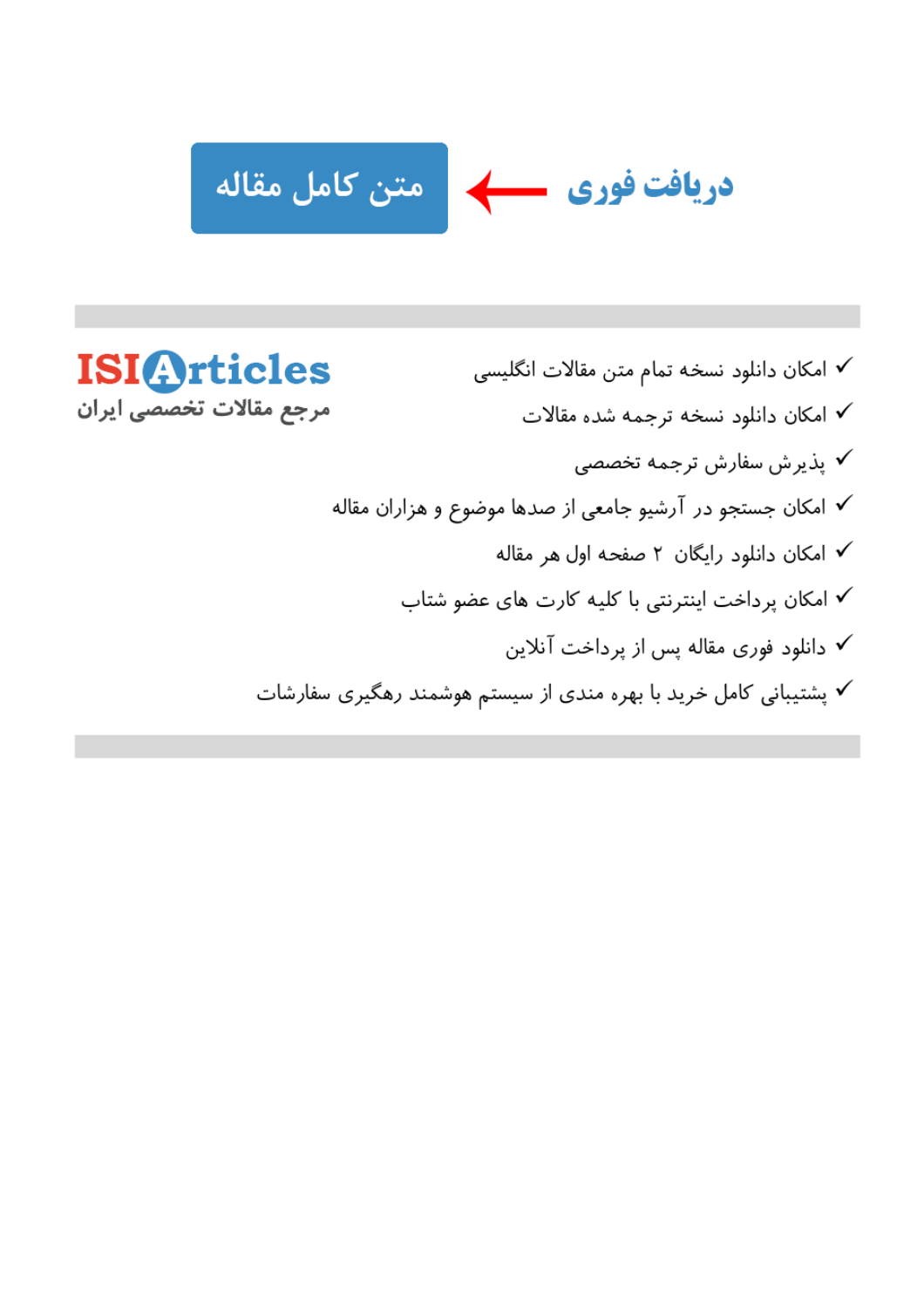دریافت فوری ← **متن کامل مقاله**

**ISIArticles**
مرجع مقالات تخصصی ایران

- ✓ امکان دانلود نسخه تمام متن مقالات انگلیسی
- ✓ امکان دانلود نسخه ترجمه شده مقالات
- ✓ پذیرش سفارش ترجمه تخصصی
- ✓ امکان جستجو در آرشیو جامعی از صدها موضوع و هزاران مقاله
- ✓ امکان دانلود رایگان ۲ صفحه اول هر مقاله
- ✓ امکان پرداخت اینترنتی با کلیه کارت های عضو شتاب
- ✓ دانلود فوری مقاله پس از پرداخت آنلاین
- ✓ پشتیبانی کامل خرید با بهره مندی از سیستم هوشمند رهگیری سفارشات